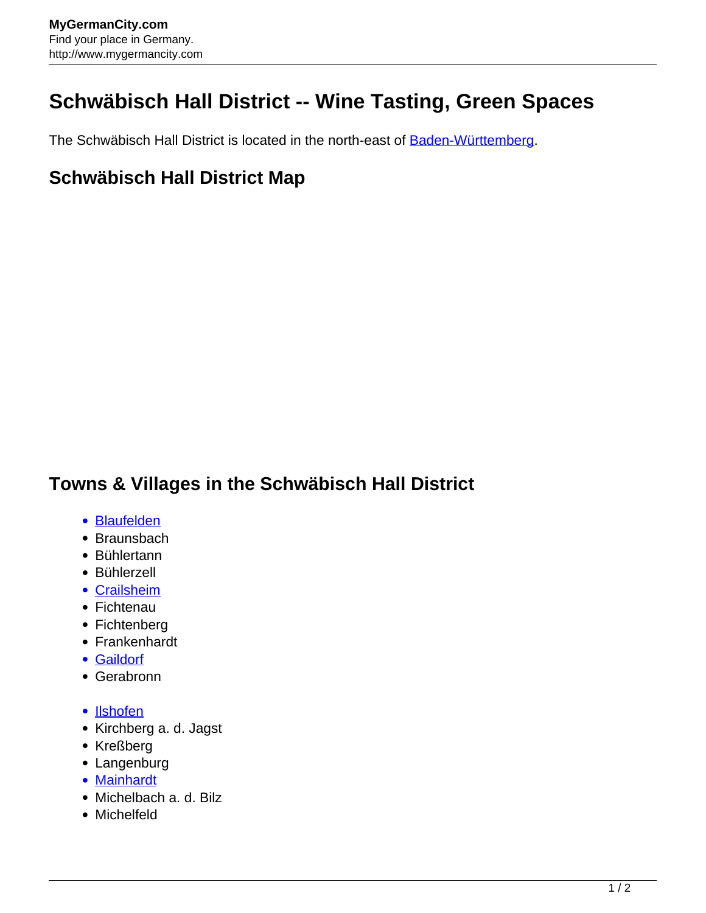# Schwäbisch Hall District -- Wine Tasting, Green Spaces

The Schwäbisch Hall District is located in the north-east of Baden-Württemberg.

## Schwäbisch Hall District Map

## Towns & Villages in the Schwäbisch Hall District

- Blaufelden
- Braunsbach
- Bühlertann
- Bühlerzell
- Crailsheim
- Fichtenau
- Fichtenberg
- Frankenhardt
- Gaildorf
- Gerabronn

- Ilshofen
- Kirchberg a. d. Jagst
- Kreßberg
- Langenburg
- Mainhardt
- Michelbach a. d. Bilz
- Michelfeld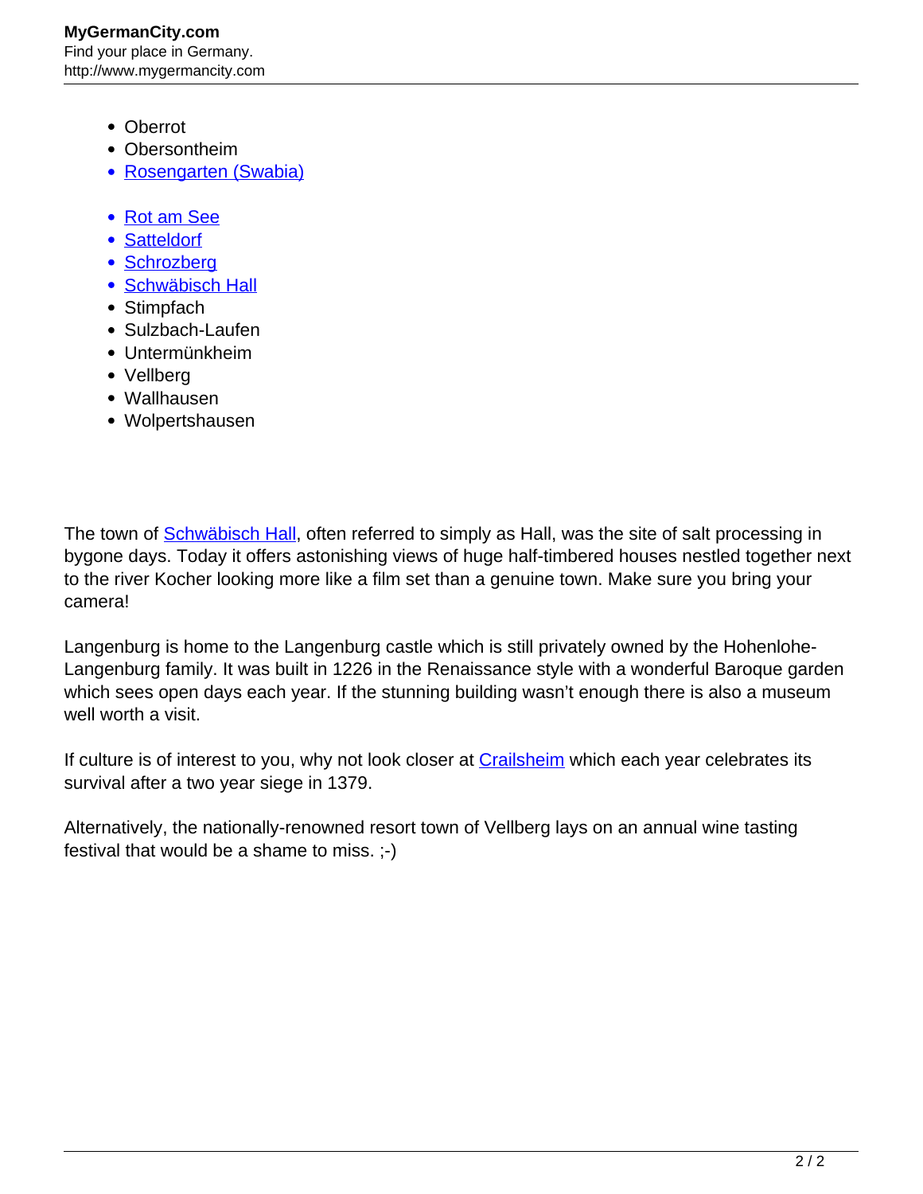- Oberrot
- Obersontheim
- Rosengarten (Swabia)

- Rot am See
- Satteldorf
- Schrozberg
- Schwäbisch Hall
- Stimpfach
- Sulzbach-Laufen
- Untermünkheim
- Vellberg
- Wallhausen
- Wolpertshausen

The town of Schwäbisch Hall, often referred to simply as Hall, was the site of salt processing in bygone days. Today it offers astonishing views of huge half-timbered houses nestled together next to the river Kocher looking more like a film set than a genuine town. Make sure you bring your camera!

Langenburg is home to the Langenburg castle which is still privately owned by the Hohenlohe-Langenburg family. It was built in 1226 in the Renaissance style with a wonderful Baroque garden which sees open days each year. If the stunning building wasn't enough there is also a museum well worth a visit.

If culture is of interest to you, why not look closer at Crailsheim which each year celebrates its survival after a two year siege in 1379.

Alternatively, the nationally-renowned resort town of Vellberg lays on an annual wine tasting festival that would be a shame to miss. ;-)